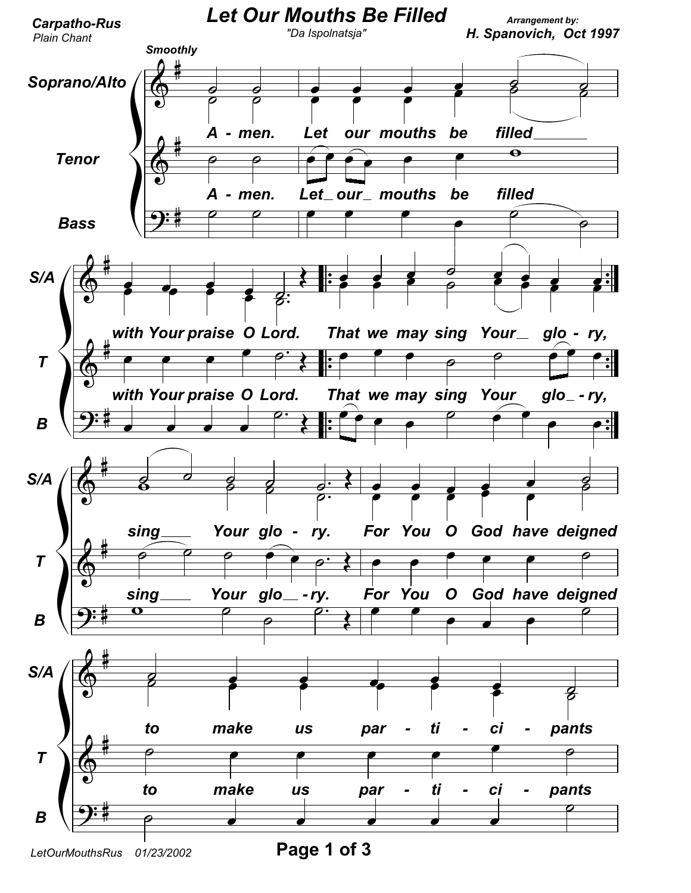**Carpatho-Rus**
*Plain Chant*

# Let Our Mouths Be Filled

*"Da Ispolnatsja"*

**Arrangement by:**
**H. Spanovich, Oct 1997**

*Smoothly*

Soprano/Alto, Tenor, Bass

A - men. Let our mouths be filled with Your praise O Lord.

That we may sing Your glo - ry, sing Your glo - ry.

For You O God have deigned to make us par - ti - ci - pants

LetOurMouthsRus 01/23/2002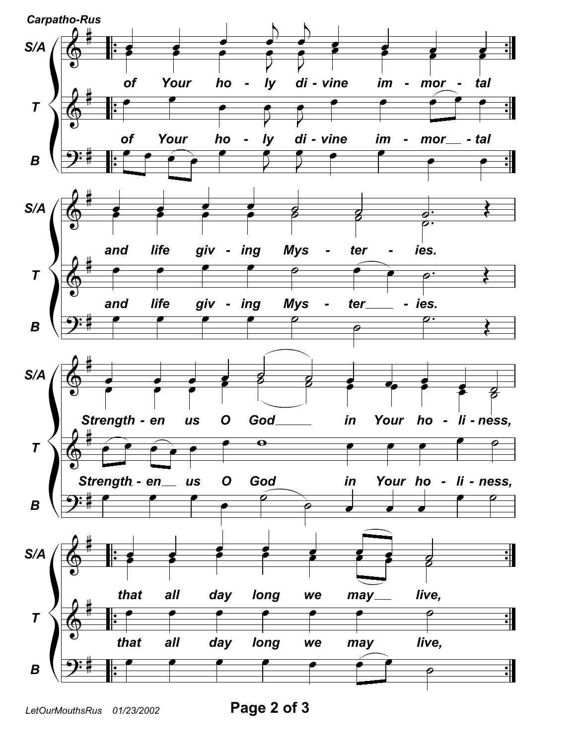*Carpatho-Rus*

of Your ho - ly di - vine im - mor - tal

and life giv - ing Mys - ter - ies.

Strength - en us O God in Your ho - li - ness,

that all day long we may live,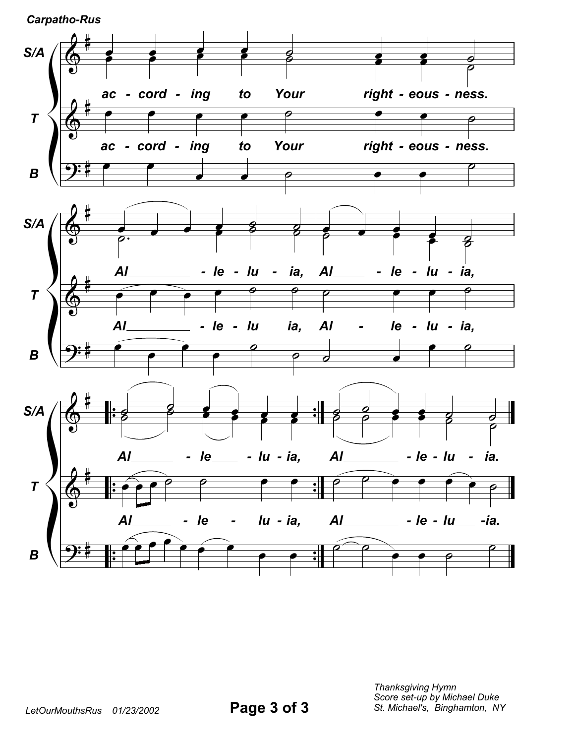Carpatho-Rus

S/A

ac - cord - ing to Your right - eous - ness.

T

ac - cord - ing to Your right - eous - ness.

B

S/A

Al_________ - le - lu - ia, Al_____ - le - lu - ia,

T

Al_________ - le - lu ia, Al - le - lu - ia,

B

S/A

Al______ - le____ - lu - ia, Al_________ - le - lu - ia.

T

Al______ - le - lu - ia, Al_________ - le - lu___ -ia.

B

LetOurMouthsRus 01/23/2002

Thanksgiving Hymn
Score set-up by Michael Duke
St. Michael's, Binghamton, NY